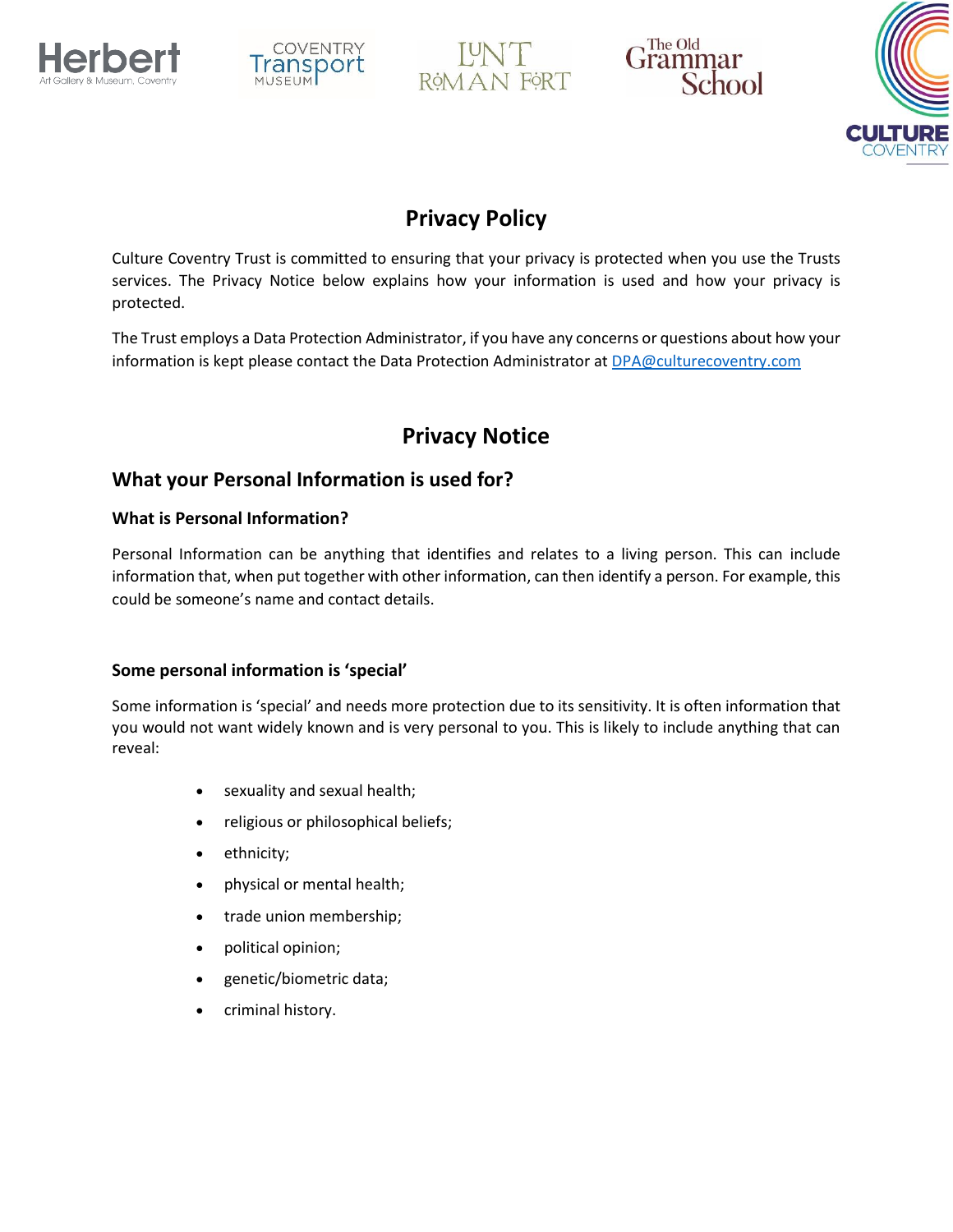# Privacy Policy

Culture Coventry Trust is committed to ensuring that your privacy is protected when you use the Trusts services. The Privacy Notice below explains how your information is used and how your privacy is protected.

The Trust employs a Data Protection Administrator, if you have any concerns or questions about how your information is kept please contact the Data Protection Administrator at DPA@culturecoventry.com

# Privacy Notice

## What your Personal Information is used for?

### What is Personal Information?

Personal Information can be anything that identifies and relates to a living person. This can include information that, when put together with other information, can then identify a person. For example, this could be someone's name and contact details.

### Some personal information is 'special'

Some information is 'special' and needs more protection due to its sensitivity. It is often information that you would not want widely known and is very personal to you. This is likely to include anything that can reveal:

- sexuality and sexual health;
- religious or philosophical beliefs;
- ethnicity;
- physical or mental health;
- trade union membership;
- political opinion;
- genetic/biometric data;
- criminal history.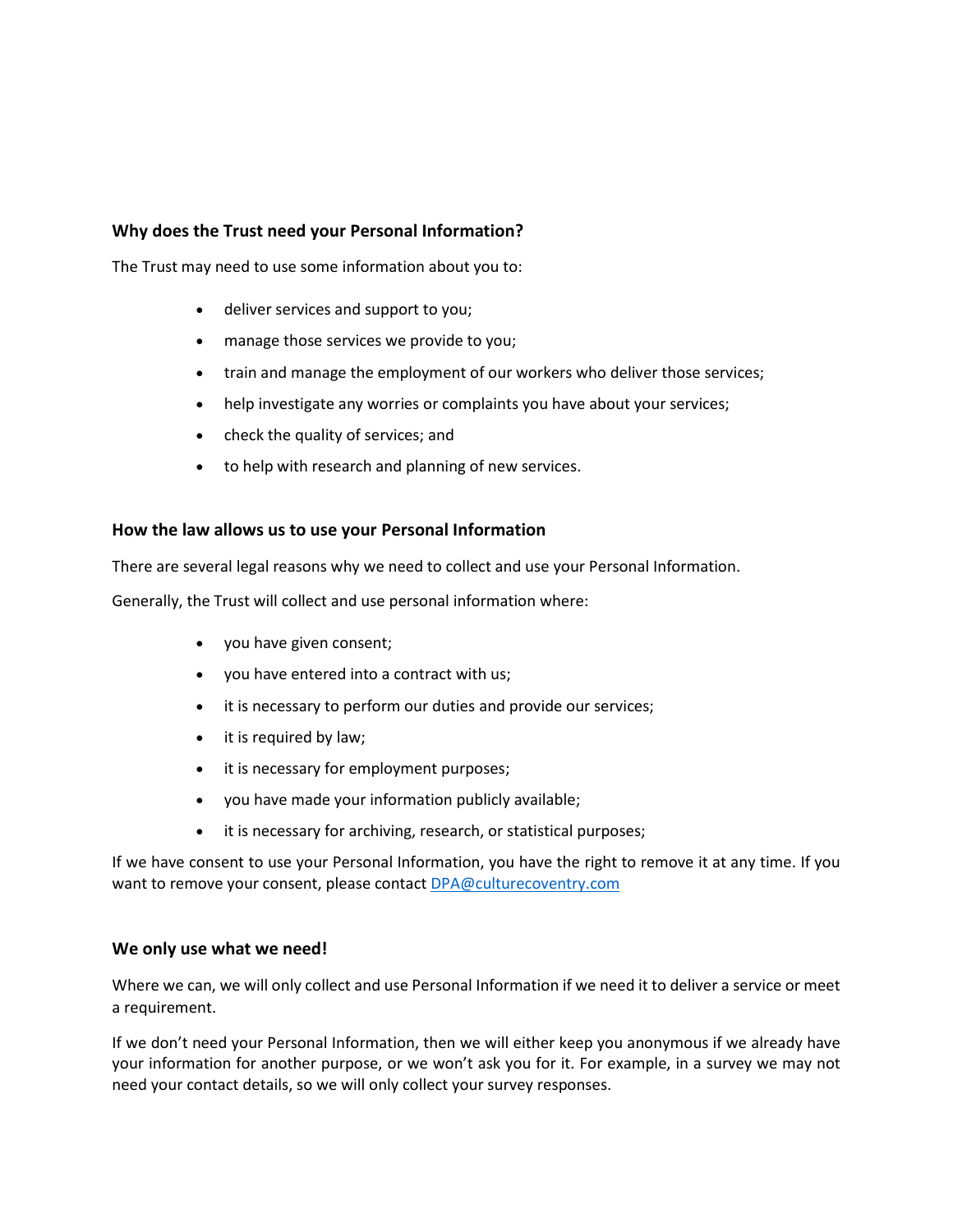### Why does the Trust need your Personal Information?

The Trust may need to use some information about you to:

- deliver services and support to you;
- manage those services we provide to you;
- train and manage the employment of our workers who deliver those services;
- help investigate any worries or complaints you have about your services;
- check the quality of services; and
- to help with research and planning of new services.

### How the law allows us to use your Personal Information

There are several legal reasons why we need to collect and use your Personal Information.

Generally, the Trust will collect and use personal information where:

- you have given consent;
- you have entered into a contract with us;
- it is necessary to perform our duties and provide our services;
- it is required by law;
- it is necessary for employment purposes;
- you have made your information publicly available;
- it is necessary for archiving, research, or statistical purposes;

If we have consent to use your Personal Information, you have the right to remove it at any time. If you want to remove your consent, please contact [DPA@culturecoventry.com](mailto:DPA@culturecoventry.com)

### We only use what we need!

Where we can, we will only collect and use Personal Information if we need it to deliver a service or meet a requirement.

If we don't need your Personal Information, then we will either keep you anonymous if we already have your information for another purpose, or we won't ask you for it. For example, in a survey we may not need your contact details, so we will only collect your survey responses.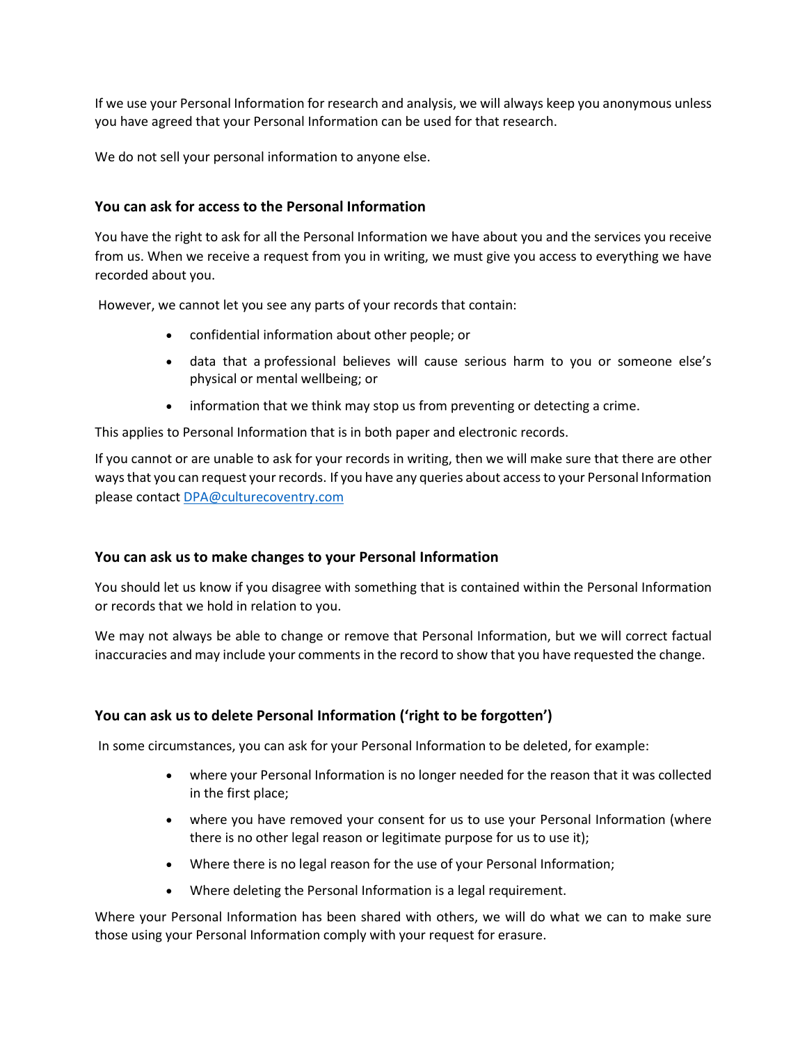If we use your Personal Information for research and analysis, we will always keep you anonymous unless you have agreed that your Personal Information can be used for that research.

We do not sell your personal information to anyone else.

### You can ask for access to the Personal Information

You have the right to ask for all the Personal Information we have about you and the services you receive from us. When we receive a request from you in writing, we must give you access to everything we have recorded about you.

However, we cannot let you see any parts of your records that contain:

- confidential information about other people; or
- data that a professional believes will cause serious harm to you or someone else's physical or mental wellbeing; or
- information that we think may stop us from preventing or detecting a crime.

This applies to Personal Information that is in both paper and electronic records.

If you cannot or are unable to ask for your records in writing, then we will make sure that there are other ways that you can request your records. If you have any queries about access to your Personal Information please contact DPA@culturecoventry.com

### You can ask us to make changes to your Personal Information

You should let us know if you disagree with something that is contained within the Personal Information or records that we hold in relation to you.

We may not always be able to change or remove that Personal Information, but we will correct factual inaccuracies and may include your comments in the record to show that you have requested the change.

### You can ask us to delete Personal Information ('right to be forgotten')

In some circumstances, you can ask for your Personal Information to be deleted, for example:

- where your Personal Information is no longer needed for the reason that it was collected in the first place;
- where you have removed your consent for us to use your Personal Information (where there is no other legal reason or legitimate purpose for us to use it);
- Where there is no legal reason for the use of your Personal Information;
- Where deleting the Personal Information is a legal requirement.

Where your Personal Information has been shared with others, we will do what we can to make sure those using your Personal Information comply with your request for erasure.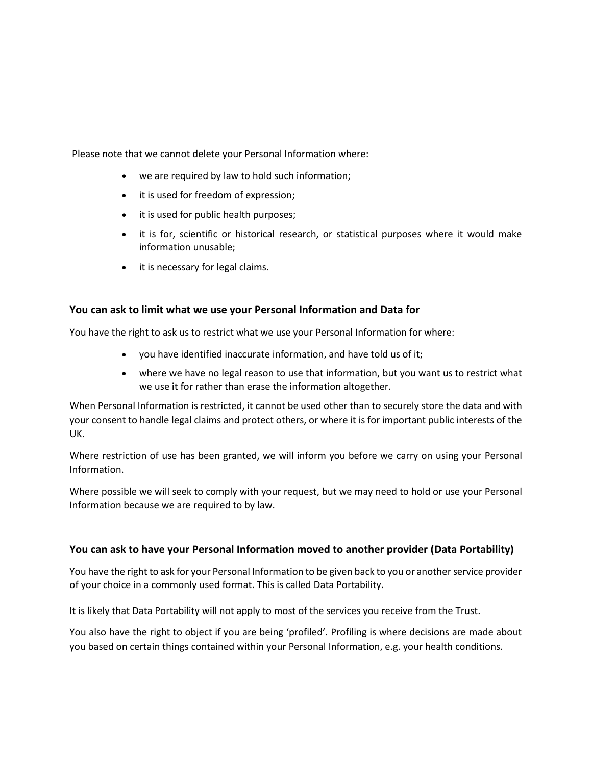Please note that we cannot delete your Personal Information where:

- we are required by law to hold such information;
- it is used for freedom of expression;
- it is used for public health purposes;
- it is for, scientific or historical research, or statistical purposes where it would make information unusable;
- it is necessary for legal claims.

### You can ask to limit what we use your Personal Information and Data for

You have the right to ask us to restrict what we use your Personal Information for where:

- you have identified inaccurate information, and have told us of it;
- where we have no legal reason to use that information, but you want us to restrict what we use it for rather than erase the information altogether.

When Personal Information is restricted, it cannot be used other than to securely store the data and with your consent to handle legal claims and protect others, or where it is for important public interests of the UK.

Where restriction of use has been granted, we will inform you before we carry on using your Personal Information.

Where possible we will seek to comply with your request, but we may need to hold or use your Personal Information because we are required to by law.

### You can ask to have your Personal Information moved to another provider (Data Portability)

You have the right to ask for your Personal Information to be given back to you or another service provider of your choice in a commonly used format. This is called Data Portability.

It is likely that Data Portability will not apply to most of the services you receive from the Trust.

You also have the right to object if you are being 'profiled'. Profiling is where decisions are made about you based on certain things contained within your Personal Information, e.g. your health conditions.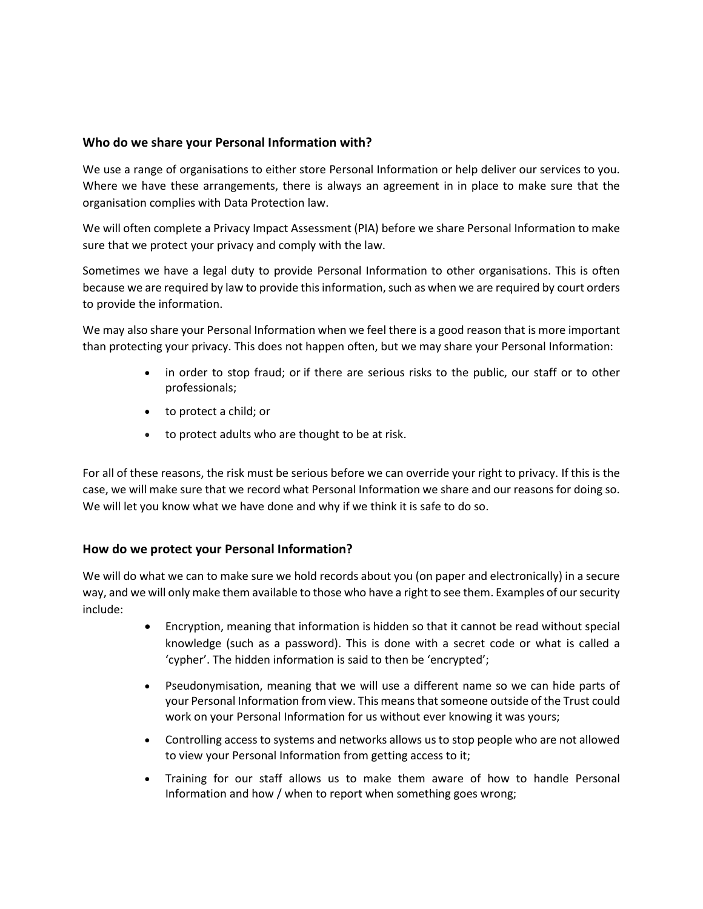### Who do we share your Personal Information with?

We use a range of organisations to either store Personal Information or help deliver our services to you. Where we have these arrangements, there is always an agreement in in place to make sure that the organisation complies with Data Protection law.

We will often complete a Privacy Impact Assessment (PIA) before we share Personal Information to make sure that we protect your privacy and comply with the law.

Sometimes we have a legal duty to provide Personal Information to other organisations. This is often because we are required by law to provide this information, such as when we are required by court orders to provide the information.

We may also share your Personal Information when we feel there is a good reason that is more important than protecting your privacy. This does not happen often, but we may share your Personal Information:

- in order to stop fraud; or if there are serious risks to the public, our staff or to other professionals;
- to protect a child; or
- to protect adults who are thought to be at risk.

For all of these reasons, the risk must be serious before we can override your right to privacy. If this is the case, we will make sure that we record what Personal Information we share and our reasons for doing so. We will let you know what we have done and why if we think it is safe to do so.

### How do we protect your Personal Information?

We will do what we can to make sure we hold records about you (on paper and electronically) in a secure way, and we will only make them available to those who have a right to see them. Examples of our security include:

- Encryption, meaning that information is hidden so that it cannot be read without special knowledge (such as a password). This is done with a secret code or what is called a 'cypher'. The hidden information is said to then be 'encrypted';
- Pseudonymisation, meaning that we will use a different name so we can hide parts of your Personal Information from view. This means that someone outside of the Trust could work on your Personal Information for us without ever knowing it was yours;
- Controlling access to systems and networks allows us to stop people who are not allowed to view your Personal Information from getting access to it;
- Training for our staff allows us to make them aware of how to handle Personal Information and how / when to report when something goes wrong;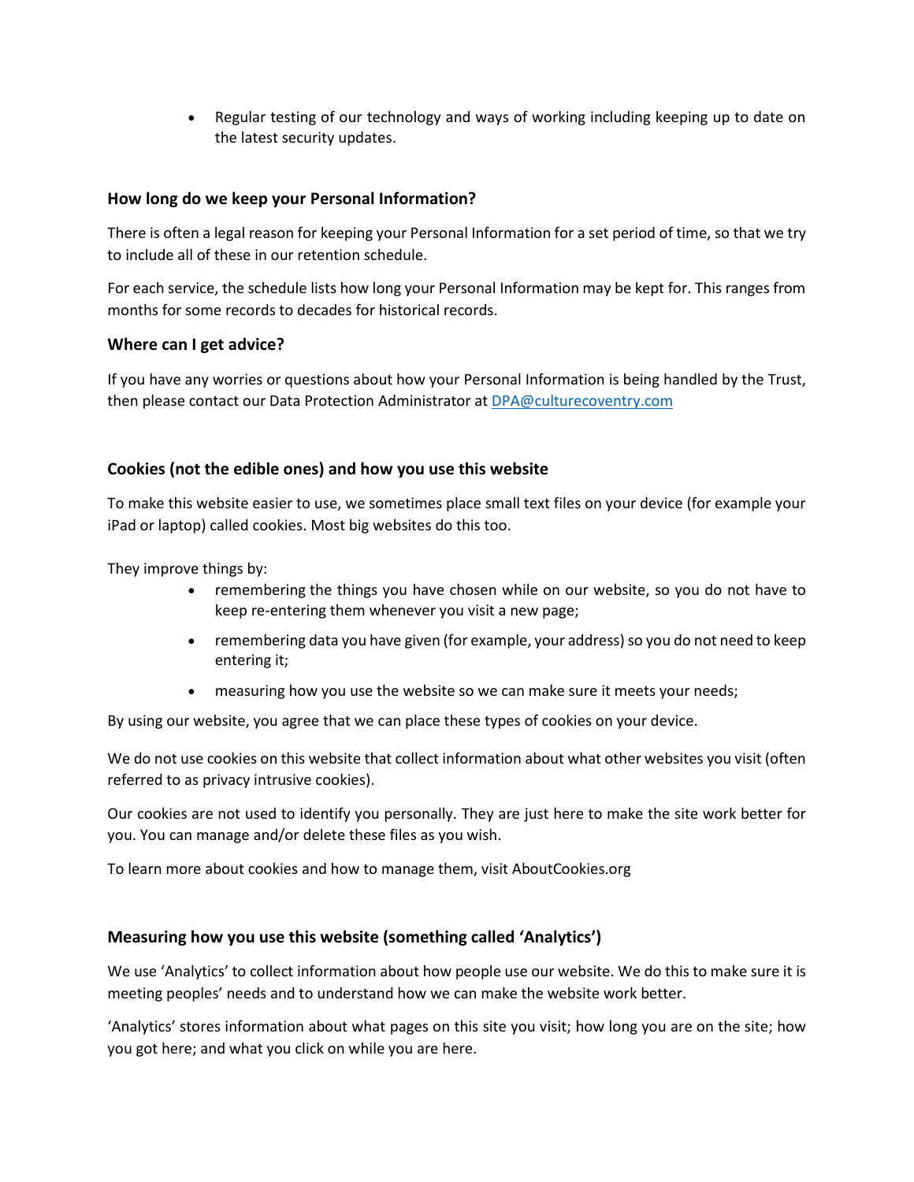- Regular testing of our technology and ways of working including keeping up to date on the latest security updates.

### How long do we keep your Personal Information?

There is often a legal reason for keeping your Personal Information for a set period of time, so that we try to include all of these in our retention schedule.

For each service, the schedule lists how long your Personal Information may be kept for. This ranges from months for some records to decades for historical records.

### Where can I get advice?

If you have any worries or questions about how your Personal Information is being handled by the Trust, then please contact our Data Protection Administrator at [DPA@culturecoventry.com](mailto:DPA@culturecoventry.com)

### Cookies (not the edible ones) and how you use this website

To make this website easier to use, we sometimes place small text files on your device (for example your iPad or laptop) called cookies. Most big websites do this too.

They improve things by:

- remembering the things you have chosen while on our website, so you do not have to keep re-entering them whenever you visit a new page;
- remembering data you have given (for example, your address) so you do not need to keep entering it;
- measuring how you use the website so we can make sure it meets your needs;

By using our website, you agree that we can place these types of cookies on your device.

We do not use cookies on this website that collect information about what other websites you visit (often referred to as privacy intrusive cookies).

Our cookies are not used to identify you personally. They are just here to make the site work better for you. You can manage and/or delete these files as you wish.

To learn more about cookies and how to manage them, visit AboutCookies.org

### Measuring how you use this website (something called 'Analytics')

We use 'Analytics' to collect information about how people use our website. We do this to make sure it is meeting peoples' needs and to understand how we can make the website work better.

'Analytics' stores information about what pages on this site you visit; how long you are on the site; how you got here; and what you click on while you are here.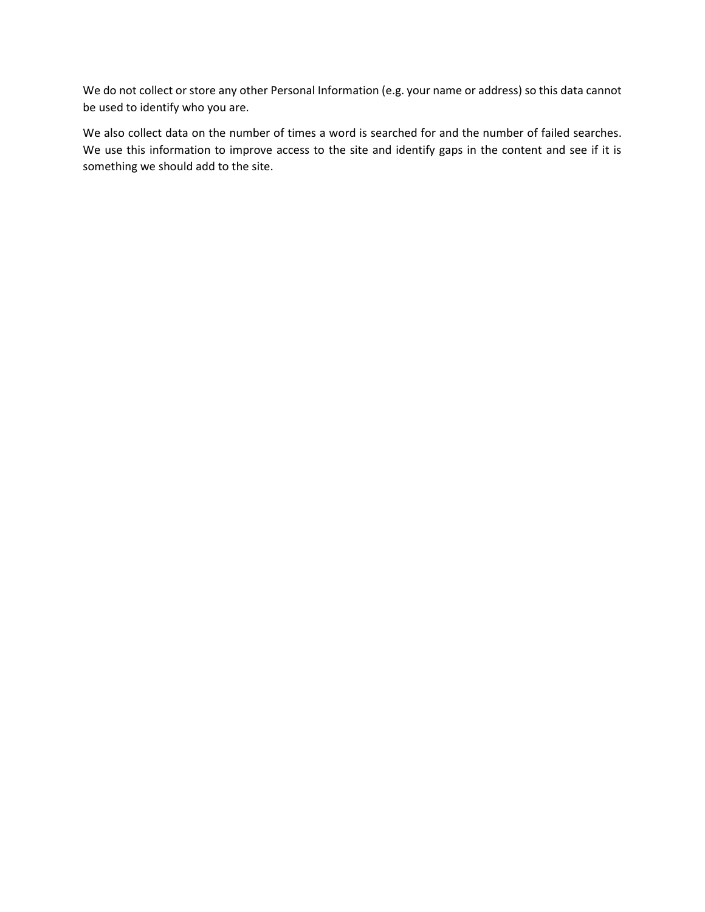We do not collect or store any other Personal Information (e.g. your name or address) so this data cannot be used to identify who you are.

We also collect data on the number of times a word is searched for and the number of failed searches. We use this information to improve access to the site and identify gaps in the content and see if it is something we should add to the site.